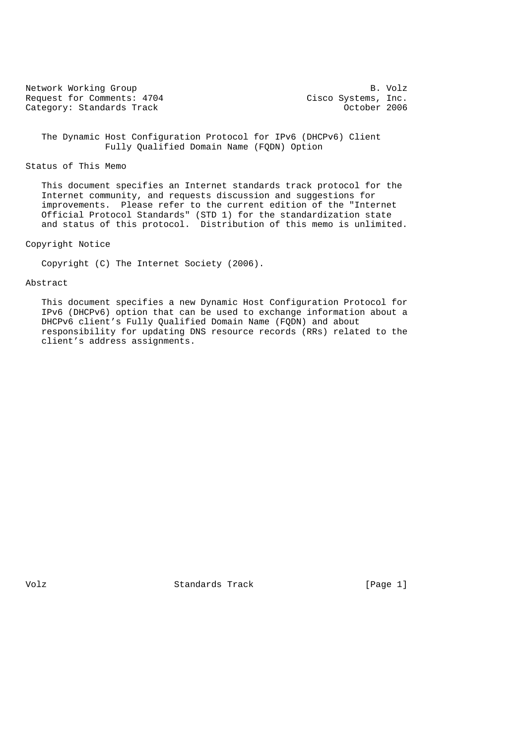Network Working Group B. Volz
Request for Comments: 4704 Cisco Systems, Inc.
Category: Standards Track October 2006

# The Dynamic Host Configuration Protocol for IPv6 (DHCPv6) Client Fully Qualified Domain Name (FQDN) Option

## Status of This Memo

This document specifies an Internet standards track protocol for the Internet community, and requests discussion and suggestions for improvements. Please refer to the current edition of the "Internet Official Protocol Standards" (STD 1) for the standardization state and status of this protocol. Distribution of this memo is unlimited.

## Copyright Notice

Copyright (C) The Internet Society (2006).

## Abstract

This document specifies a new Dynamic Host Configuration Protocol for IPv6 (DHCPv6) option that can be used to exchange information about a DHCPv6 client's Fully Qualified Domain Name (FQDN) and about responsibility for updating DNS resource records (RRs) related to the client's address assignments.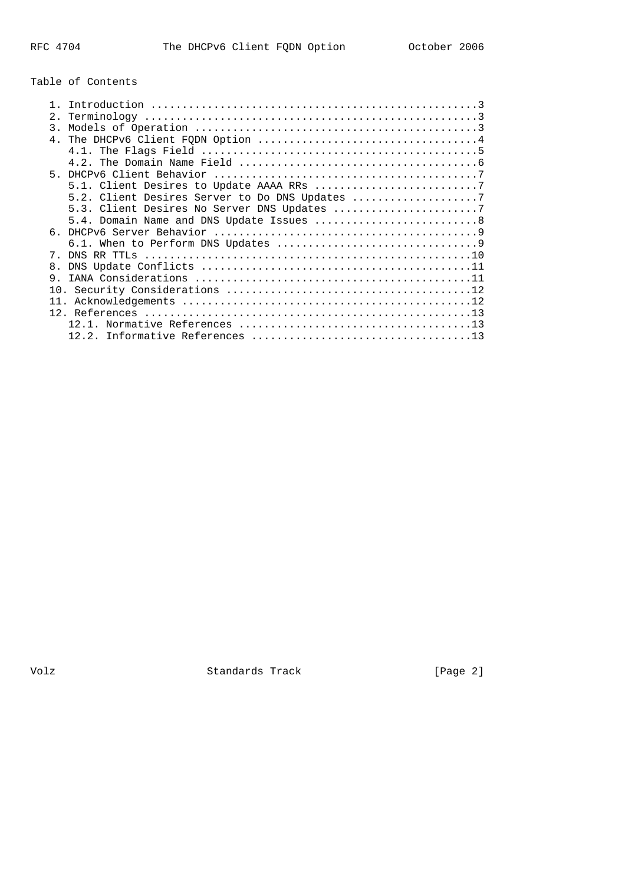# Table of Contents

1. Introduction ....................................................3
2. Terminology .....................................................3
3. Models of Operation .............................................3
4. The DHCPv6 Client FQDN Option ...................................4
   4.1. The Flags Field ............................................5
   4.2. The Domain Name Field ......................................6
5. DHCPv6 Client Behavior ..........................................7
   5.1. Client Desires to Update AAAA RRs ..........................7
   5.2. Client Desires Server to Do DNS Updates ....................7
   5.3. Client Desires No Server DNS Updates .......................7
   5.4. Domain Name and DNS Update Issues ..........................8
6. DHCPv6 Server Behavior ..........................................9
   6.1. When to Perform DNS Updates ................................9
7. DNS RR TTLs ....................................................10
8. DNS Update Conflicts ...........................................11
9. IANA Considerations ............................................11
10. Security Considerations .......................................12
11. Acknowledgements ..............................................12
12. References ....................................................13
   12.1. Normative References .....................................13
   12.2. Informative References ...................................13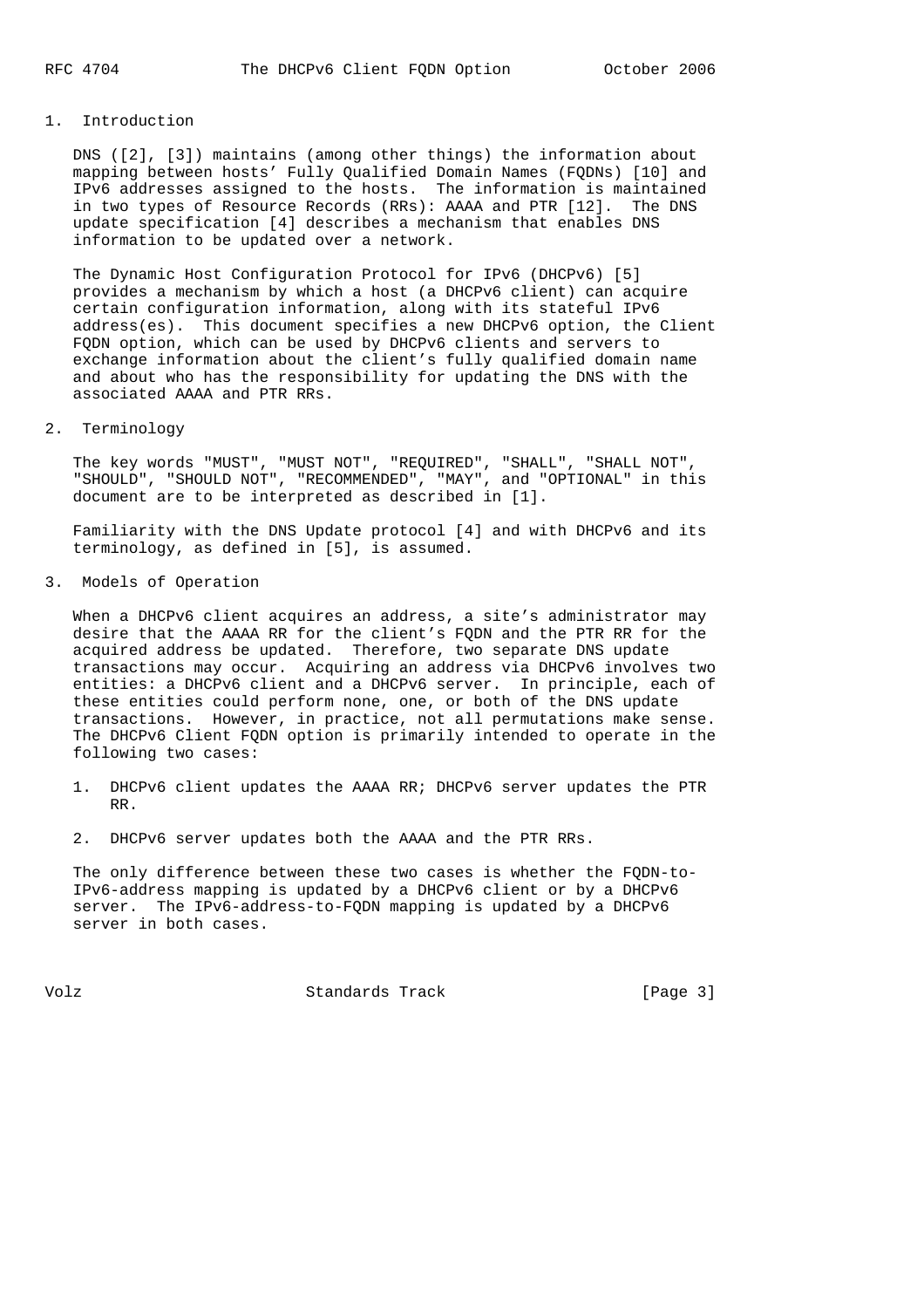## 1. Introduction

DNS ([2], [3]) maintains (among other things) the information about mapping between hosts' Fully Qualified Domain Names (FQDNs) [10] and IPv6 addresses assigned to the hosts. The information is maintained in two types of Resource Records (RRs): AAAA and PTR [12]. The DNS update specification [4] describes a mechanism that enables DNS information to be updated over a network.

The Dynamic Host Configuration Protocol for IPv6 (DHCPv6) [5] provides a mechanism by which a host (a DHCPv6 client) can acquire certain configuration information, along with its stateful IPv6 address(es). This document specifies a new DHCPv6 option, the Client FQDN option, which can be used by DHCPv6 clients and servers to exchange information about the client's fully qualified domain name and about who has the responsibility for updating the DNS with the associated AAAA and PTR RRs.

## 2. Terminology

The key words "MUST", "MUST NOT", "REQUIRED", "SHALL", "SHALL NOT", "SHOULD", "SHOULD NOT", "RECOMMENDED", "MAY", and "OPTIONAL" in this document are to be interpreted as described in [1].

Familiarity with the DNS Update protocol [4] and with DHCPv6 and its terminology, as defined in [5], is assumed.

## 3. Models of Operation

When a DHCPv6 client acquires an address, a site's administrator may desire that the AAAA RR for the client's FQDN and the PTR RR for the acquired address be updated. Therefore, two separate DNS update transactions may occur. Acquiring an address via DHCPv6 involves two entities: a DHCPv6 client and a DHCPv6 server. In principle, each of these entities could perform none, one, or both of the DNS update transactions. However, in practice, not all permutations make sense. The DHCPv6 Client FQDN option is primarily intended to operate in the following two cases:

1. DHCPv6 client updates the AAAA RR; DHCPv6 server updates the PTR RR.

2. DHCPv6 server updates both the AAAA and the PTR RRs.

The only difference between these two cases is whether the FQDN-to-IPv6-address mapping is updated by a DHCPv6 client or by a DHCPv6 server. The IPv6-address-to-FQDN mapping is updated by a DHCPv6 server in both cases.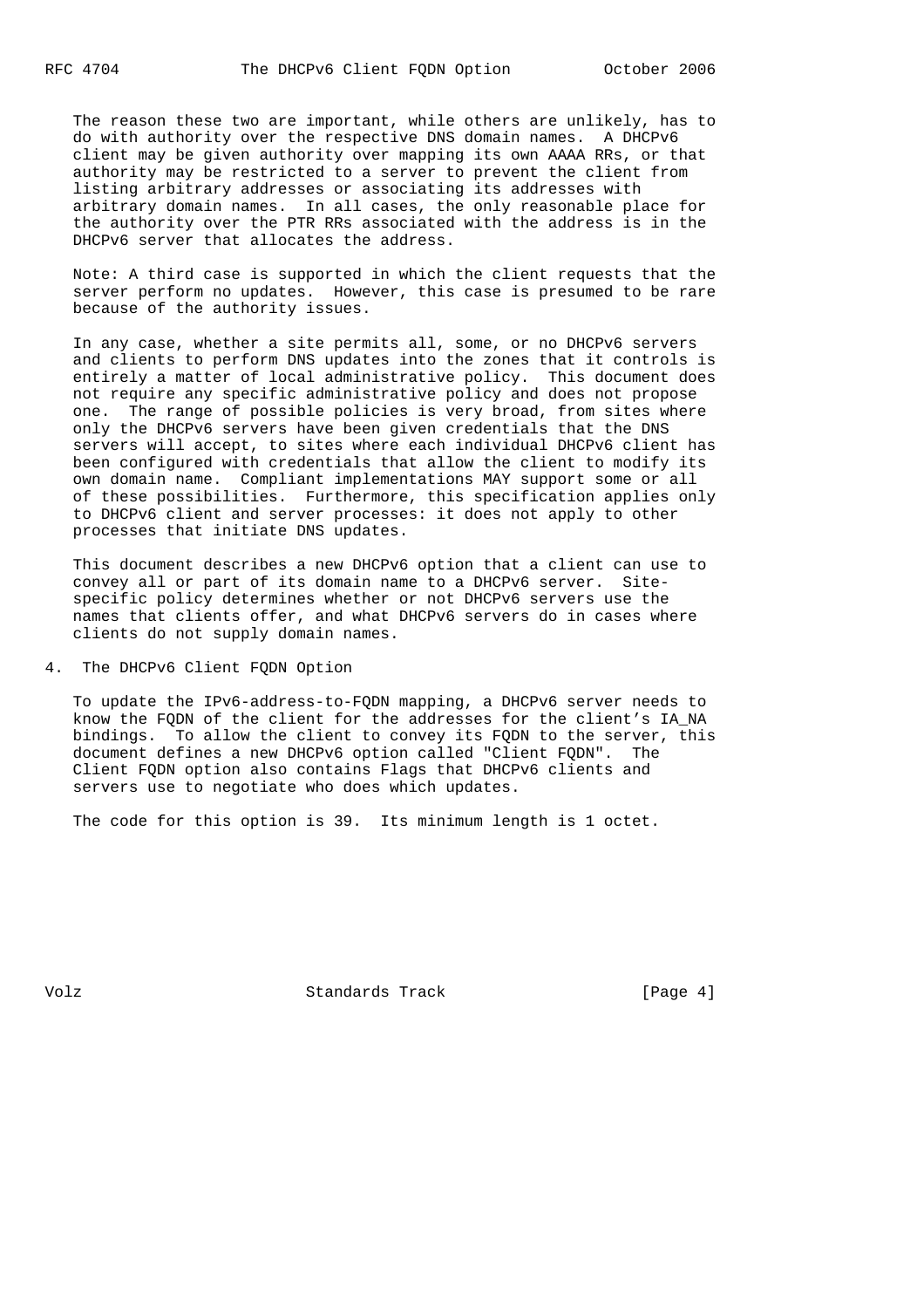The reason these two are important, while others are unlikely, has to do with authority over the respective DNS domain names. A DHCPv6 client may be given authority over mapping its own AAAA RRs, or that authority may be restricted to a server to prevent the client from listing arbitrary addresses or associating its addresses with arbitrary domain names. In all cases, the only reasonable place for the authority over the PTR RRs associated with the address is in the DHCPv6 server that allocates the address.

Note: A third case is supported in which the client requests that the server perform no updates. However, this case is presumed to be rare because of the authority issues.

In any case, whether a site permits all, some, or no DHCPv6 servers and clients to perform DNS updates into the zones that it controls is entirely a matter of local administrative policy. This document does not require any specific administrative policy and does not propose one. The range of possible policies is very broad, from sites where only the DHCPv6 servers have been given credentials that the DNS servers will accept, to sites where each individual DHCPv6 client has been configured with credentials that allow the client to modify its own domain name. Compliant implementations MAY support some or all of these possibilities. Furthermore, this specification applies only to DHCPv6 client and server processes: it does not apply to other processes that initiate DNS updates.

This document describes a new DHCPv6 option that a client can use to convey all or part of its domain name to a DHCPv6 server. Site-specific policy determines whether or not DHCPv6 servers use the names that clients offer, and what DHCPv6 servers do in cases where clients do not supply domain names.

## 4. The DHCPv6 Client FQDN Option

To update the IPv6-address-to-FQDN mapping, a DHCPv6 server needs to know the FQDN of the client for the addresses for the client's IA_NA bindings. To allow the client to convey its FQDN to the server, this document defines a new DHCPv6 option called "Client FQDN". The Client FQDN option also contains Flags that DHCPv6 clients and servers use to negotiate who does which updates.

The code for this option is 39. Its minimum length is 1 octet.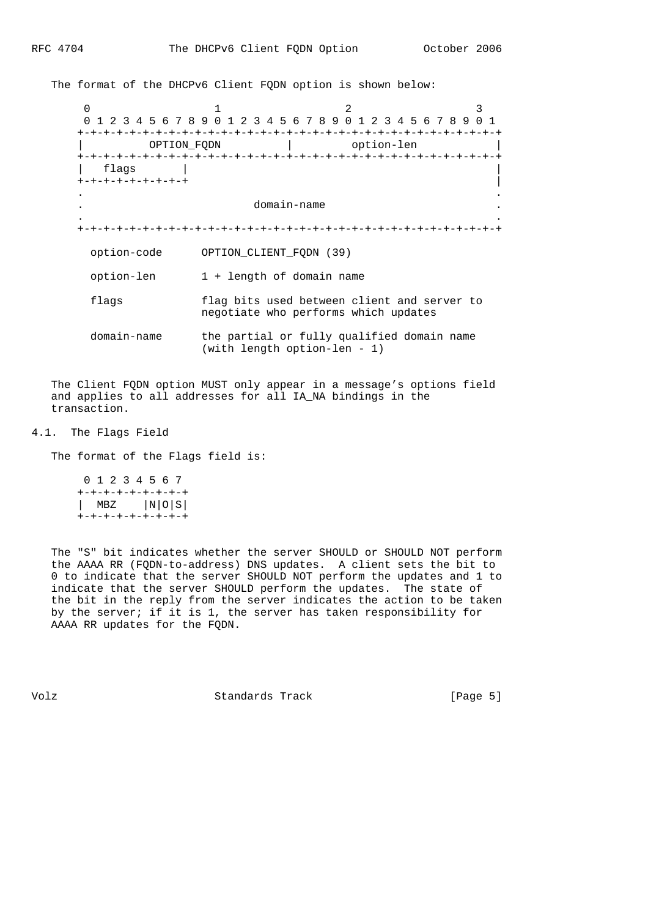The format of the DHCPv6 Client FQDN option is shown below:

```
 0                   1                   2                   3
 0 1 2 3 4 5 6 7 8 9 0 1 2 3 4 5 6 7 8 9 0 1 2 3 4 5 6 7 8 9 0 1
+-+-+-+-+-+-+-+-+-+-+-+-+-+-+-+-+-+-+-+-+-+-+-+-+-+-+-+-+-+-+-+-+
|          OPTION_FQDN          |         option-len            |
+-+-+-+-+-+-+-+-+-+-+-+-+-+-+-+-+-+-+-+-+-+-+-+-+-+-+-+-+-+-+-+-+
|   flags       |                                               |
+-+-+-+-+-+-+-+-+                                               |
.                                                               .
.                          domain-name                          .
.                                                               .
+-+-+-+-+-+-+-+-+-+-+-+-+-+-+-+-+-+-+-+-+-+-+-+-+-+-+-+-+-+-+-+-+

  option-code      OPTION_CLIENT_FQDN (39)

  option-len       1 + length of domain name

  flags            flag bits used between client and server to
                   negotiate who performs which updates

  domain-name      the partial or fully qualified domain name
                   (with length option-len - 1)
```

The Client FQDN option MUST only appear in a message's options field and applies to all addresses for all IA_NA bindings in the transaction.

## 4.1. The Flags Field

The format of the Flags field is:

```
 0 1 2 3 4 5 6 7
+-+-+-+-+-+-+-+-+
|  MBZ    |N|O|S|
+-+-+-+-+-+-+-+-+
```

The "S" bit indicates whether the server SHOULD or SHOULD NOT perform the AAAA RR (FQDN-to-address) DNS updates. A client sets the bit to 0 to indicate that the server SHOULD NOT perform the updates and 1 to indicate that the server SHOULD perform the updates. The state of the bit in the reply from the server indicates the action to be taken by the server; if it is 1, the server has taken responsibility for AAAA RR updates for the FQDN.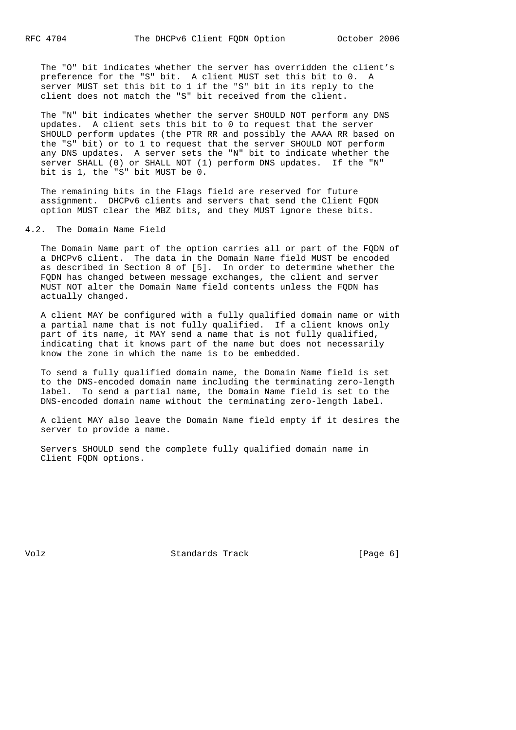The "O" bit indicates whether the server has overridden the client's preference for the "S" bit. A client MUST set this bit to 0. A server MUST set this bit to 1 if the "S" bit in its reply to the client does not match the "S" bit received from the client.

The "N" bit indicates whether the server SHOULD NOT perform any DNS updates. A client sets this bit to 0 to request that the server SHOULD perform updates (the PTR RR and possibly the AAAA RR based on the "S" bit) or to 1 to request that the server SHOULD NOT perform any DNS updates. A server sets the "N" bit to indicate whether the server SHALL (0) or SHALL NOT (1) perform DNS updates. If the "N" bit is 1, the "S" bit MUST be 0.

The remaining bits in the Flags field are reserved for future assignment. DHCPv6 clients and servers that send the Client FQDN option MUST clear the MBZ bits, and they MUST ignore these bits.

## 4.2. The Domain Name Field

The Domain Name part of the option carries all or part of the FQDN of a DHCPv6 client. The data in the Domain Name field MUST be encoded as described in Section 8 of [5]. In order to determine whether the FQDN has changed between message exchanges, the client and server MUST NOT alter the Domain Name field contents unless the FQDN has actually changed.

A client MAY be configured with a fully qualified domain name or with a partial name that is not fully qualified. If a client knows only part of its name, it MAY send a name that is not fully qualified, indicating that it knows part of the name but does not necessarily know the zone in which the name is to be embedded.

To send a fully qualified domain name, the Domain Name field is set to the DNS-encoded domain name including the terminating zero-length label. To send a partial name, the Domain Name field is set to the DNS-encoded domain name without the terminating zero-length label.

A client MAY also leave the Domain Name field empty if it desires the server to provide a name.

Servers SHOULD send the complete fully qualified domain name in Client FQDN options.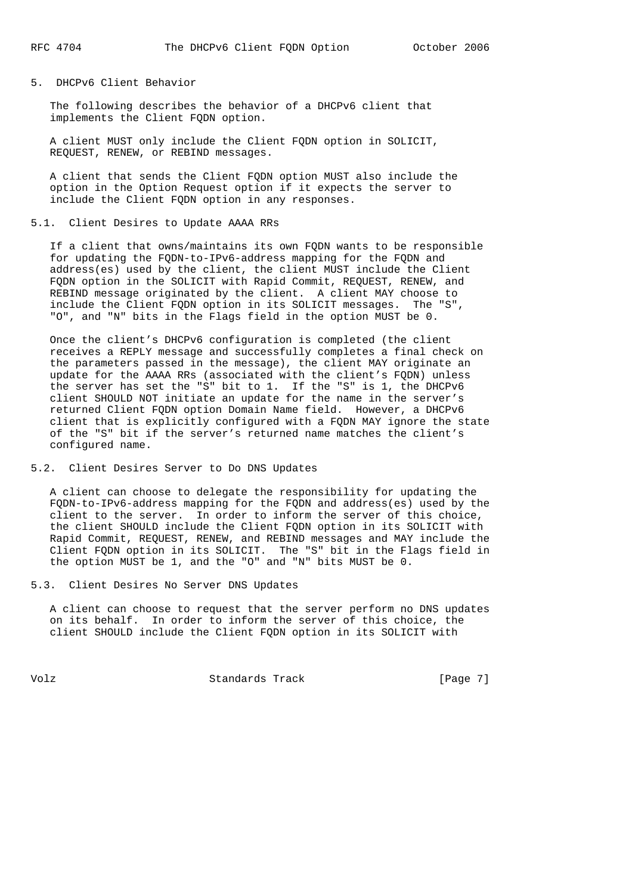## 5. DHCPv6 Client Behavior

The following describes the behavior of a DHCPv6 client that implements the Client FQDN option.

A client MUST only include the Client FQDN option in SOLICIT, REQUEST, RENEW, or REBIND messages.

A client that sends the Client FQDN option MUST also include the option in the Option Request option if it expects the server to include the Client FQDN option in any responses.

### 5.1. Client Desires to Update AAAA RRs

If a client that owns/maintains its own FQDN wants to be responsible for updating the FQDN-to-IPv6-address mapping for the FQDN and address(es) used by the client, the client MUST include the Client FQDN option in the SOLICIT with Rapid Commit, REQUEST, RENEW, and REBIND message originated by the client. A client MAY choose to include the Client FQDN option in its SOLICIT messages. The "S", "O", and "N" bits in the Flags field in the option MUST be 0.

Once the client's DHCPv6 configuration is completed (the client receives a REPLY message and successfully completes a final check on the parameters passed in the message), the client MAY originate an update for the AAAA RRs (associated with the client's FQDN) unless the server has set the "S" bit to 1. If the "S" is 1, the DHCPv6 client SHOULD NOT initiate an update for the name in the server's returned Client FQDN option Domain Name field. However, a DHCPv6 client that is explicitly configured with a FQDN MAY ignore the state of the "S" bit if the server's returned name matches the client's configured name.

### 5.2. Client Desires Server to Do DNS Updates

A client can choose to delegate the responsibility for updating the FQDN-to-IPv6-address mapping for the FQDN and address(es) used by the client to the server. In order to inform the server of this choice, the client SHOULD include the Client FQDN option in its SOLICIT with Rapid Commit, REQUEST, RENEW, and REBIND messages and MAY include the Client FQDN option in its SOLICIT. The "S" bit in the Flags field in the option MUST be 1, and the "O" and "N" bits MUST be 0.

### 5.3. Client Desires No Server DNS Updates

A client can choose to request that the server perform no DNS updates on its behalf. In order to inform the server of this choice, the client SHOULD include the Client FQDN option in its SOLICIT with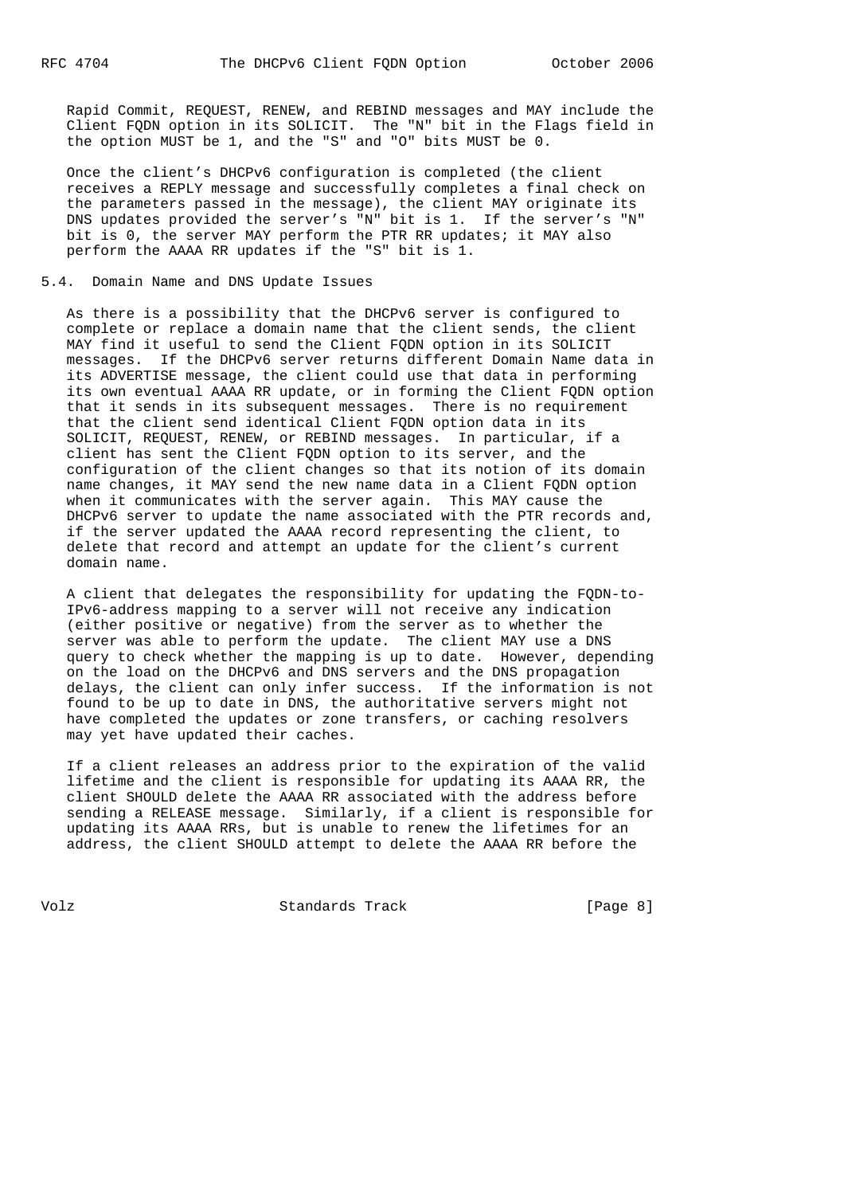Rapid Commit, REQUEST, RENEW, and REBIND messages and MAY include the Client FQDN option in its SOLICIT. The "N" bit in the Flags field in the option MUST be 1, and the "S" and "O" bits MUST be 0.

Once the client's DHCPv6 configuration is completed (the client receives a REPLY message and successfully completes a final check on the parameters passed in the message), the client MAY originate its DNS updates provided the server's "N" bit is 1. If the server's "N" bit is 0, the server MAY perform the PTR RR updates; it MAY also perform the AAAA RR updates if the "S" bit is 1.

## 5.4. Domain Name and DNS Update Issues

As there is a possibility that the DHCPv6 server is configured to complete or replace a domain name that the client sends, the client MAY find it useful to send the Client FQDN option in its SOLICIT messages. If the DHCPv6 server returns different Domain Name data in its ADVERTISE message, the client could use that data in performing its own eventual AAAA RR update, or in forming the Client FQDN option that it sends in its subsequent messages. There is no requirement that the client send identical Client FQDN option data in its SOLICIT, REQUEST, RENEW, or REBIND messages. In particular, if a client has sent the Client FQDN option to its server, and the configuration of the client changes so that its notion of its domain name changes, it MAY send the new name data in a Client FQDN option when it communicates with the server again. This MAY cause the DHCPv6 server to update the name associated with the PTR records and, if the server updated the AAAA record representing the client, to delete that record and attempt an update for the client's current domain name.

A client that delegates the responsibility for updating the FQDN-to-IPv6-address mapping to a server will not receive any indication (either positive or negative) from the server as to whether the server was able to perform the update. The client MAY use a DNS query to check whether the mapping is up to date. However, depending on the load on the DHCPv6 and DNS servers and the DNS propagation delays, the client can only infer success. If the information is not found to be up to date in DNS, the authoritative servers might not have completed the updates or zone transfers, or caching resolvers may yet have updated their caches.

If a client releases an address prior to the expiration of the valid lifetime and the client is responsible for updating its AAAA RR, the client SHOULD delete the AAAA RR associated with the address before sending a RELEASE message. Similarly, if a client is responsible for updating its AAAA RRs, but is unable to renew the lifetimes for an address, the client SHOULD attempt to delete the AAAA RR before the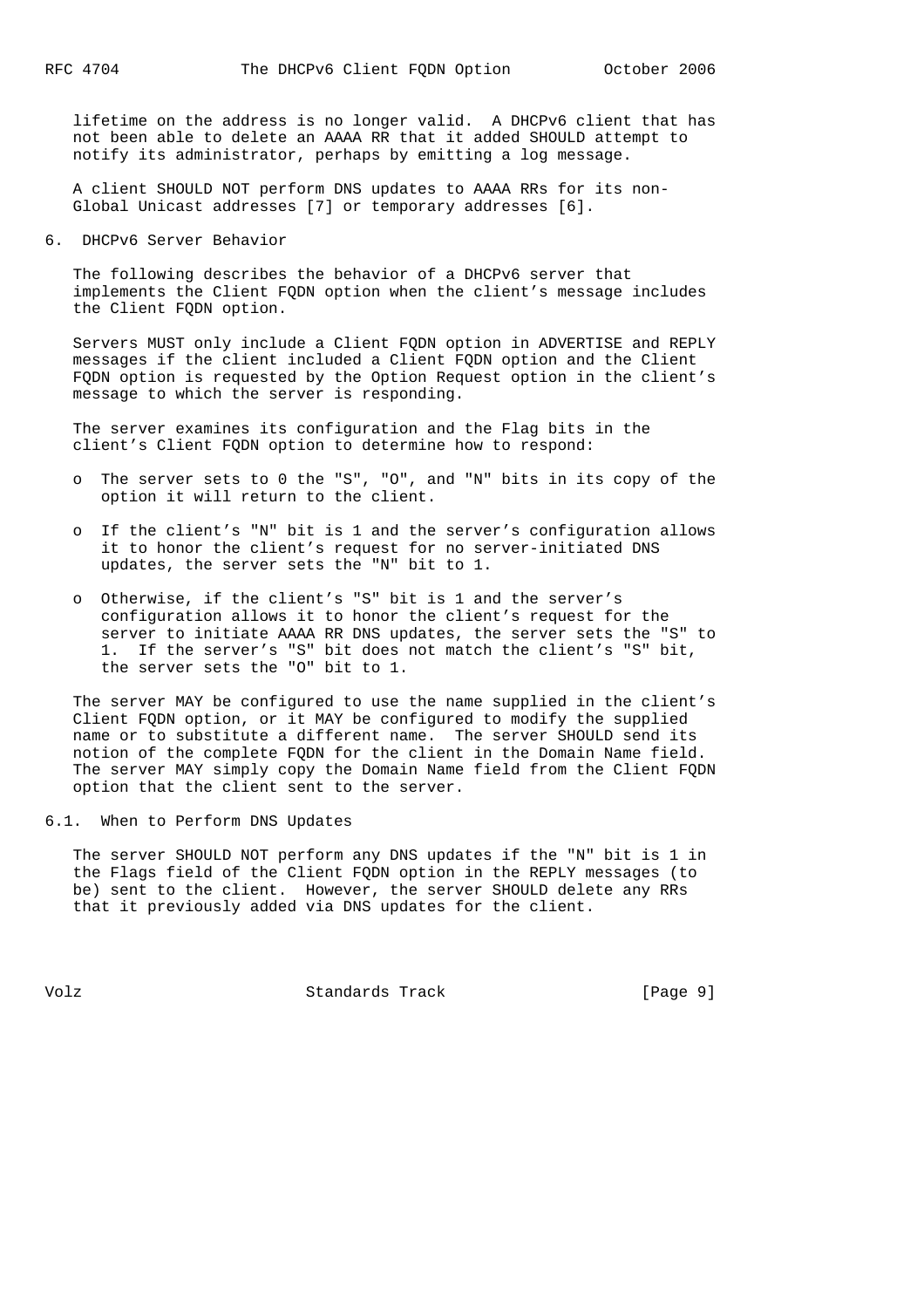lifetime on the address is no longer valid. A DHCPv6 client that has not been able to delete an AAAA RR that it added SHOULD attempt to notify its administrator, perhaps by emitting a log message.

A client SHOULD NOT perform DNS updates to AAAA RRs for its non-Global Unicast addresses [7] or temporary addresses [6].

## 6. DHCPv6 Server Behavior

The following describes the behavior of a DHCPv6 server that implements the Client FQDN option when the client's message includes the Client FQDN option.

Servers MUST only include a Client FQDN option in ADVERTISE and REPLY messages if the client included a Client FQDN option and the Client FQDN option is requested by the Option Request option in the client's message to which the server is responding.

The server examines its configuration and the Flag bits in the client's Client FQDN option to determine how to respond:

- The server sets to 0 the "S", "O", and "N" bits in its copy of the option it will return to the client.
- If the client's "N" bit is 1 and the server's configuration allows it to honor the client's request for no server-initiated DNS updates, the server sets the "N" bit to 1.
- Otherwise, if the client's "S" bit is 1 and the server's configuration allows it to honor the client's request for the server to initiate AAAA RR DNS updates, the server sets the "S" to 1. If the server's "S" bit does not match the client's "S" bit, the server sets the "O" bit to 1.

The server MAY be configured to use the name supplied in the client's Client FQDN option, or it MAY be configured to modify the supplied name or to substitute a different name. The server SHOULD send its notion of the complete FQDN for the client in the Domain Name field. The server MAY simply copy the Domain Name field from the Client FQDN option that the client sent to the server.

### 6.1. When to Perform DNS Updates

The server SHOULD NOT perform any DNS updates if the "N" bit is 1 in the Flags field of the Client FQDN option in the REPLY messages (to be) sent to the client. However, the server SHOULD delete any RRs that it previously added via DNS updates for the client.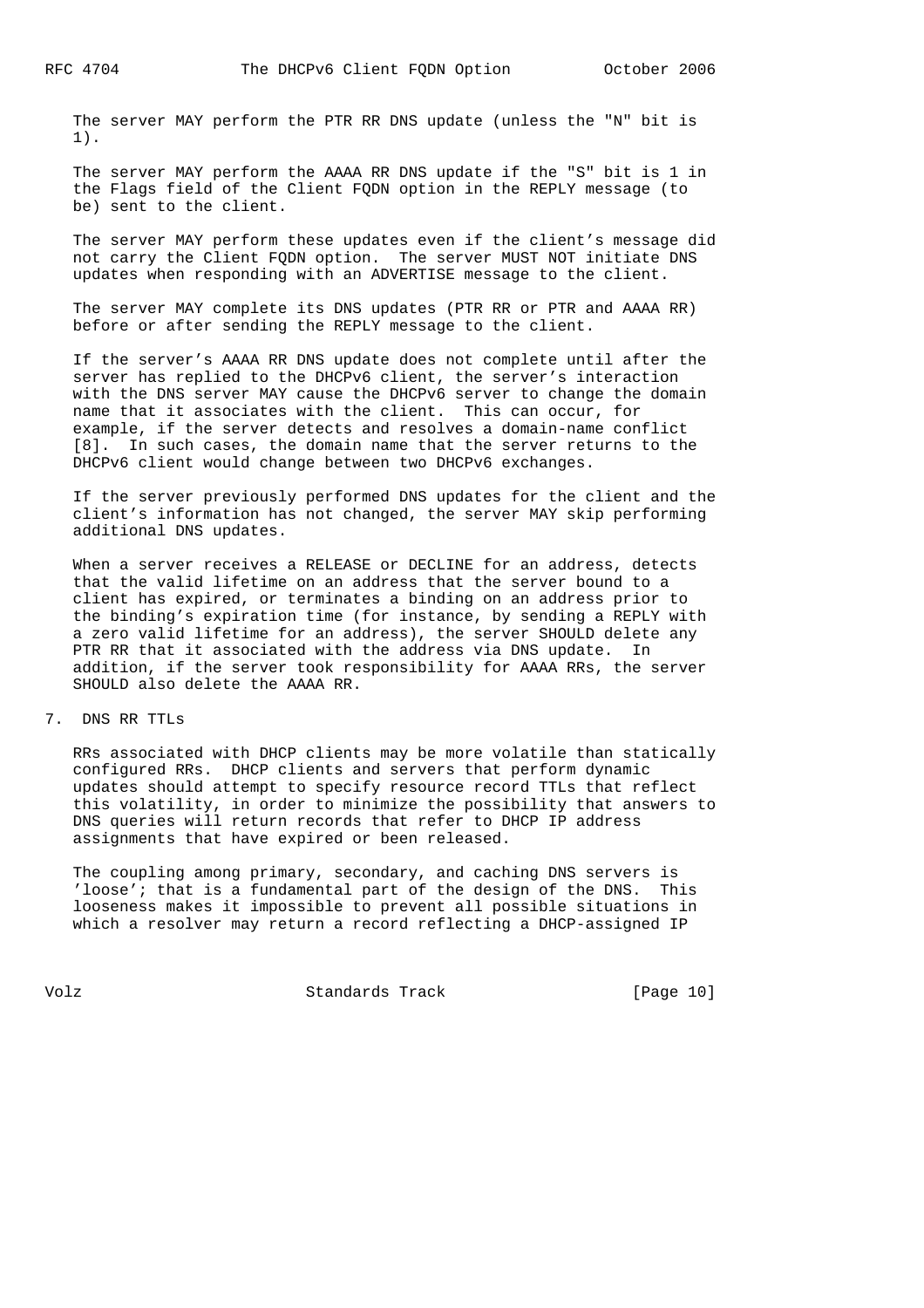The server MAY perform the PTR RR DNS update (unless the "N" bit is 1).

The server MAY perform the AAAA RR DNS update if the "S" bit is 1 in the Flags field of the Client FQDN option in the REPLY message (to be) sent to the client.

The server MAY perform these updates even if the client's message did not carry the Client FQDN option. The server MUST NOT initiate DNS updates when responding with an ADVERTISE message to the client.

The server MAY complete its DNS updates (PTR RR or PTR and AAAA RR) before or after sending the REPLY message to the client.

If the server's AAAA RR DNS update does not complete until after the server has replied to the DHCPv6 client, the server's interaction with the DNS server MAY cause the DHCPv6 server to change the domain name that it associates with the client. This can occur, for example, if the server detects and resolves a domain-name conflict [8]. In such cases, the domain name that the server returns to the DHCPv6 client would change between two DHCPv6 exchanges.

If the server previously performed DNS updates for the client and the client's information has not changed, the server MAY skip performing additional DNS updates.

When a server receives a RELEASE or DECLINE for an address, detects that the valid lifetime on an address that the server bound to a client has expired, or terminates a binding on an address prior to the binding's expiration time (for instance, by sending a REPLY with a zero valid lifetime for an address), the server SHOULD delete any PTR RR that it associated with the address via DNS update. In addition, if the server took responsibility for AAAA RRs, the server SHOULD also delete the AAAA RR.

## 7. DNS RR TTLs

RRs associated with DHCP clients may be more volatile than statically configured RRs. DHCP clients and servers that perform dynamic updates should attempt to specify resource record TTLs that reflect this volatility, in order to minimize the possibility that answers to DNS queries will return records that refer to DHCP IP address assignments that have expired or been released.

The coupling among primary, secondary, and caching DNS servers is 'loose'; that is a fundamental part of the design of the DNS. This looseness makes it impossible to prevent all possible situations in which a resolver may return a record reflecting a DHCP-assigned IP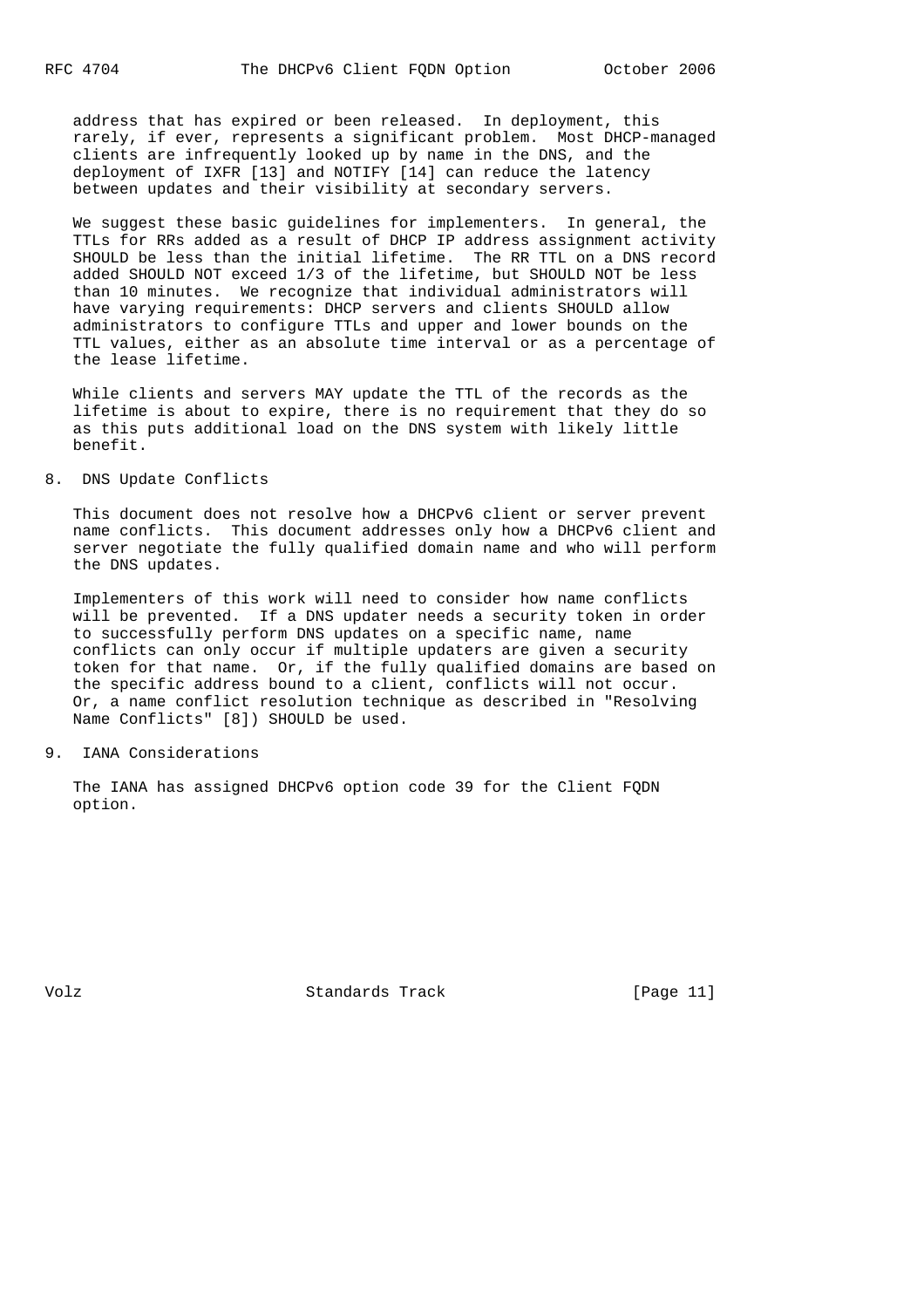address that has expired or been released. In deployment, this rarely, if ever, represents a significant problem. Most DHCP-managed clients are infrequently looked up by name in the DNS, and the deployment of IXFR [13] and NOTIFY [14] can reduce the latency between updates and their visibility at secondary servers.

We suggest these basic guidelines for implementers. In general, the TTLs for RRs added as a result of DHCP IP address assignment activity SHOULD be less than the initial lifetime. The RR TTL on a DNS record added SHOULD NOT exceed 1/3 of the lifetime, but SHOULD NOT be less than 10 minutes. We recognize that individual administrators will have varying requirements: DHCP servers and clients SHOULD allow administrators to configure TTLs and upper and lower bounds on the TTL values, either as an absolute time interval or as a percentage of the lease lifetime.

While clients and servers MAY update the TTL of the records as the lifetime is about to expire, there is no requirement that they do so as this puts additional load on the DNS system with likely little benefit.

## 8. DNS Update Conflicts

This document does not resolve how a DHCPv6 client or server prevent name conflicts. This document addresses only how a DHCPv6 client and server negotiate the fully qualified domain name and who will perform the DNS updates.

Implementers of this work will need to consider how name conflicts will be prevented. If a DNS updater needs a security token in order to successfully perform DNS updates on a specific name, name conflicts can only occur if multiple updaters are given a security token for that name. Or, if the fully qualified domains are based on the specific address bound to a client, conflicts will not occur. Or, a name conflict resolution technique as described in "Resolving Name Conflicts" [8]) SHOULD be used.

## 9. IANA Considerations

The IANA has assigned DHCPv6 option code 39 for the Client FQDN option.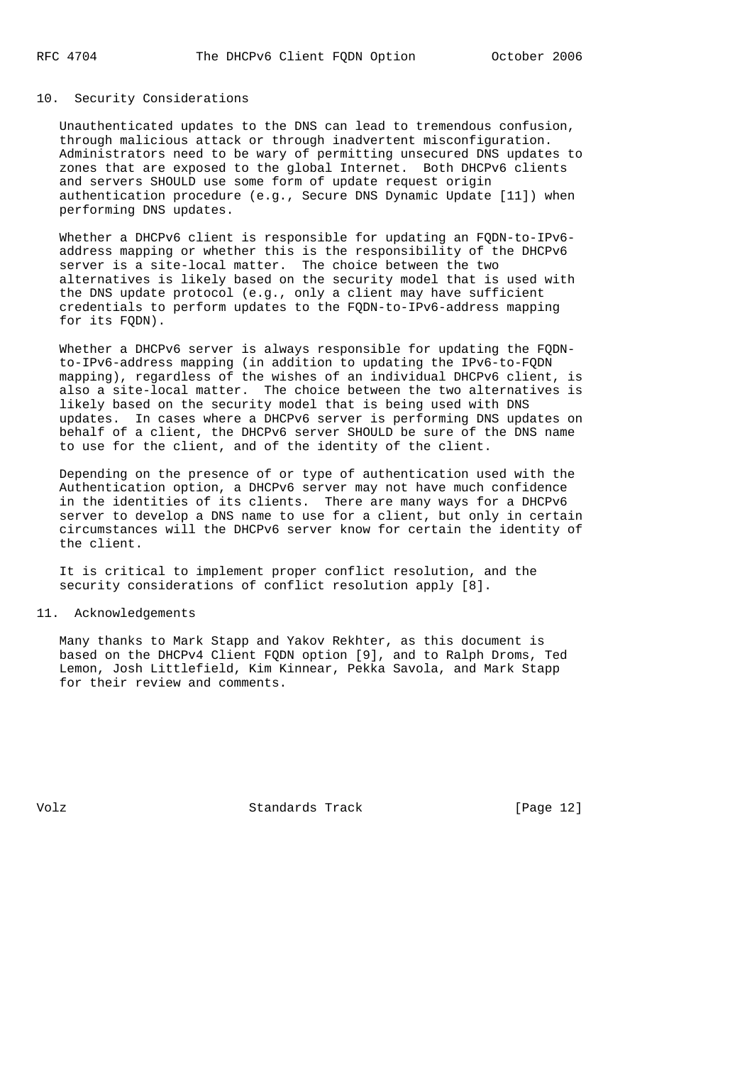## 10. Security Considerations

Unauthenticated updates to the DNS can lead to tremendous confusion, through malicious attack or through inadvertent misconfiguration. Administrators need to be wary of permitting unsecured DNS updates to zones that are exposed to the global Internet. Both DHCPv6 clients and servers SHOULD use some form of update request origin authentication procedure (e.g., Secure DNS Dynamic Update [11]) when performing DNS updates.

Whether a DHCPv6 client is responsible for updating an FQDN-to-IPv6-address mapping or whether this is the responsibility of the DHCPv6 server is a site-local matter. The choice between the two alternatives is likely based on the security model that is used with the DNS update protocol (e.g., only a client may have sufficient credentials to perform updates to the FQDN-to-IPv6-address mapping for its FQDN).

Whether a DHCPv6 server is always responsible for updating the FQDN-to-IPv6-address mapping (in addition to updating the IPv6-to-FQDN mapping), regardless of the wishes of an individual DHCPv6 client, is also a site-local matter. The choice between the two alternatives is likely based on the security model that is being used with DNS updates. In cases where a DHCPv6 server is performing DNS updates on behalf of a client, the DHCPv6 server SHOULD be sure of the DNS name to use for the client, and of the identity of the client.

Depending on the presence of or type of authentication used with the Authentication option, a DHCPv6 server may not have much confidence in the identities of its clients. There are many ways for a DHCPv6 server to develop a DNS name to use for a client, but only in certain circumstances will the DHCPv6 server know for certain the identity of the client.

It is critical to implement proper conflict resolution, and the security considerations of conflict resolution apply [8].

## 11. Acknowledgements

Many thanks to Mark Stapp and Yakov Rekhter, as this document is based on the DHCPv4 Client FQDN option [9], and to Ralph Droms, Ted Lemon, Josh Littlefield, Kim Kinnear, Pekka Savola, and Mark Stapp for their review and comments.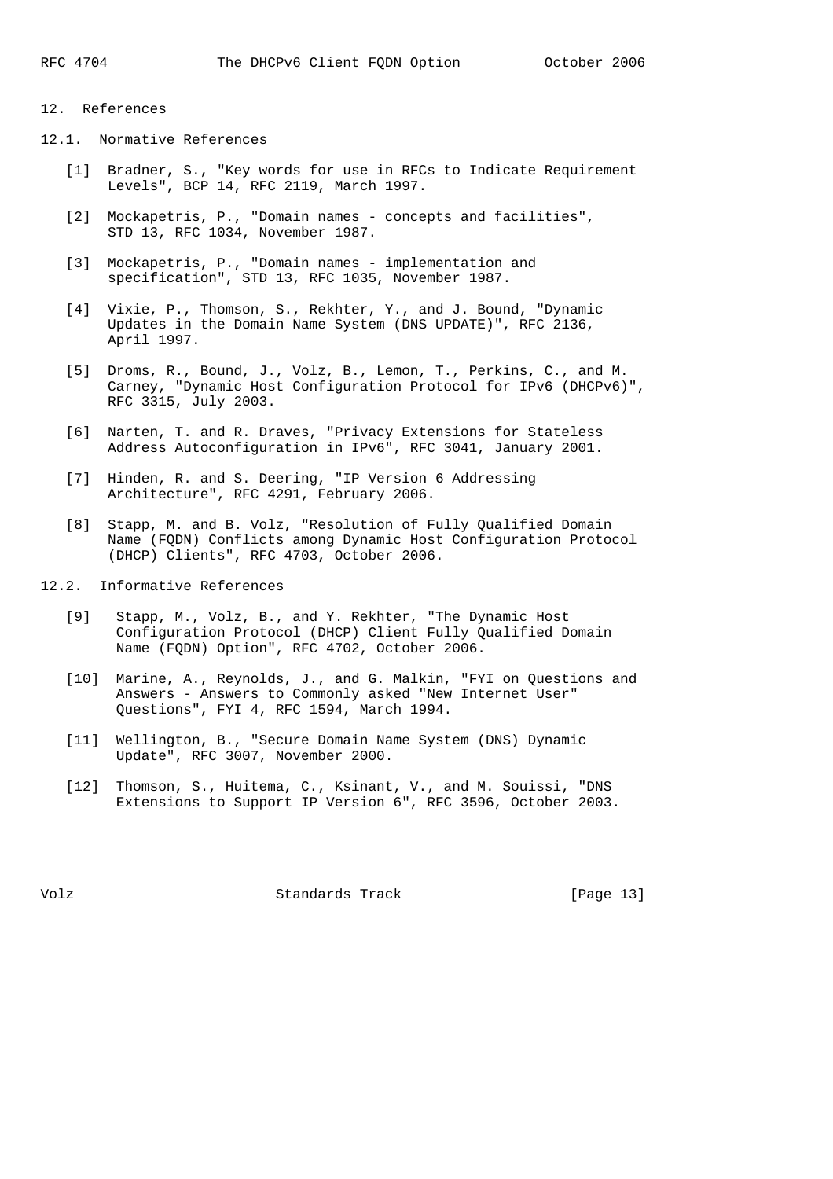## 12. References

### 12.1. Normative References

[1] Bradner, S., "Key words for use in RFCs to Indicate Requirement Levels", BCP 14, RFC 2119, March 1997.

[2] Mockapetris, P., "Domain names - concepts and facilities", STD 13, RFC 1034, November 1987.

[3] Mockapetris, P., "Domain names - implementation and specification", STD 13, RFC 1035, November 1987.

[4] Vixie, P., Thomson, S., Rekhter, Y., and J. Bound, "Dynamic Updates in the Domain Name System (DNS UPDATE)", RFC 2136, April 1997.

[5] Droms, R., Bound, J., Volz, B., Lemon, T., Perkins, C., and M. Carney, "Dynamic Host Configuration Protocol for IPv6 (DHCPv6)", RFC 3315, July 2003.

[6] Narten, T. and R. Draves, "Privacy Extensions for Stateless Address Autoconfiguration in IPv6", RFC 3041, January 2001.

[7] Hinden, R. and S. Deering, "IP Version 6 Addressing Architecture", RFC 4291, February 2006.

[8] Stapp, M. and B. Volz, "Resolution of Fully Qualified Domain Name (FQDN) Conflicts among Dynamic Host Configuration Protocol (DHCP) Clients", RFC 4703, October 2006.

### 12.2. Informative References

[9] Stapp, M., Volz, B., and Y. Rekhter, "The Dynamic Host Configuration Protocol (DHCP) Client Fully Qualified Domain Name (FQDN) Option", RFC 4702, October 2006.

[10] Marine, A., Reynolds, J., and G. Malkin, "FYI on Questions and Answers - Answers to Commonly asked "New Internet User" Questions", FYI 4, RFC 1594, March 1994.

[11] Wellington, B., "Secure Domain Name System (DNS) Dynamic Update", RFC 3007, November 2000.

[12] Thomson, S., Huitema, C., Ksinant, V., and M. Souissi, "DNS Extensions to Support IP Version 6", RFC 3596, October 2003.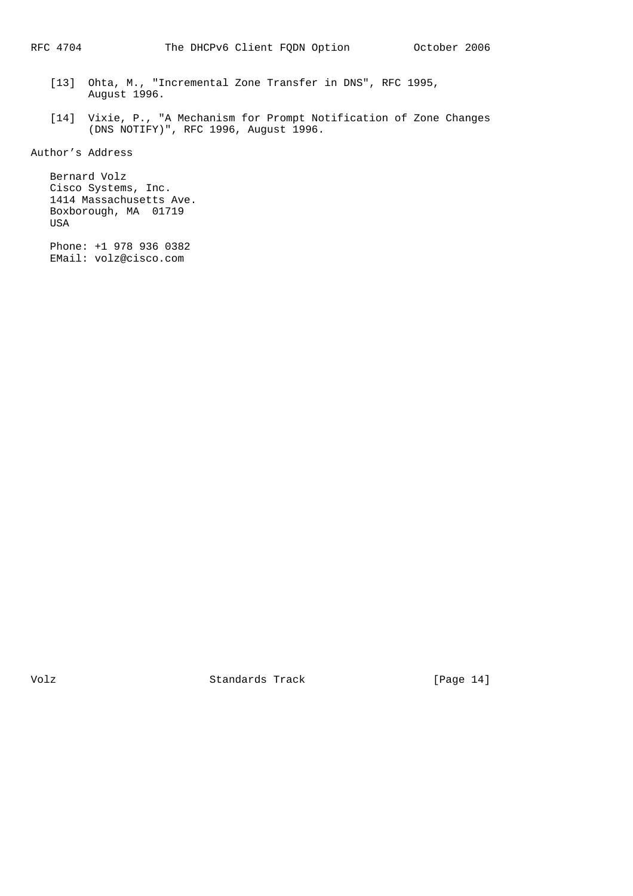[13] Ohta, M., "Incremental Zone Transfer in DNS", RFC 1995, August 1996.

[14] Vixie, P., "A Mechanism for Prompt Notification of Zone Changes (DNS NOTIFY)", RFC 1996, August 1996.

## Author's Address

Bernard Volz
Cisco Systems, Inc.
1414 Massachusetts Ave.
Boxborough, MA 01719
USA

Phone: +1 978 936 0382
EMail: volz@cisco.com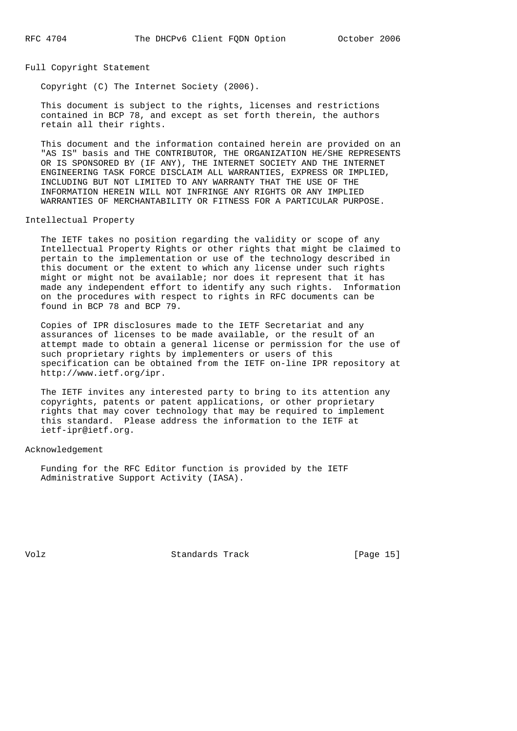## Full Copyright Statement

Copyright (C) The Internet Society (2006).

This document is subject to the rights, licenses and restrictions contained in BCP 78, and except as set forth therein, the authors retain all their rights.

This document and the information contained herein are provided on an "AS IS" basis and THE CONTRIBUTOR, THE ORGANIZATION HE/SHE REPRESENTS OR IS SPONSORED BY (IF ANY), THE INTERNET SOCIETY AND THE INTERNET ENGINEERING TASK FORCE DISCLAIM ALL WARRANTIES, EXPRESS OR IMPLIED, INCLUDING BUT NOT LIMITED TO ANY WARRANTY THAT THE USE OF THE INFORMATION HEREIN WILL NOT INFRINGE ANY RIGHTS OR ANY IMPLIED WARRANTIES OF MERCHANTABILITY OR FITNESS FOR A PARTICULAR PURPOSE.

## Intellectual Property

The IETF takes no position regarding the validity or scope of any Intellectual Property Rights or other rights that might be claimed to pertain to the implementation or use of the technology described in this document or the extent to which any license under such rights might or might not be available; nor does it represent that it has made any independent effort to identify any such rights. Information on the procedures with respect to rights in RFC documents can be found in BCP 78 and BCP 79.

Copies of IPR disclosures made to the IETF Secretariat and any assurances of licenses to be made available, or the result of an attempt made to obtain a general license or permission for the use of such proprietary rights by implementers or users of this specification can be obtained from the IETF on-line IPR repository at http://www.ietf.org/ipr.

The IETF invites any interested party to bring to its attention any copyrights, patents or patent applications, or other proprietary rights that may cover technology that may be required to implement this standard. Please address the information to the IETF at ietf-ipr@ietf.org.

## Acknowledgement

Funding for the RFC Editor function is provided by the IETF Administrative Support Activity (IASA).